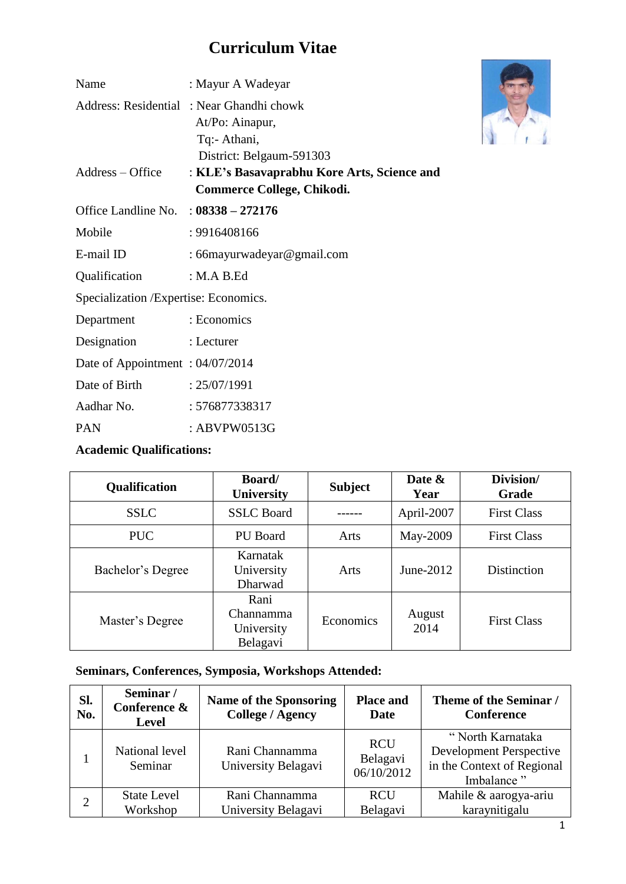# Curriculum Vitae

Name : Mayur A Wadeyar

Address: Residential : Near Ghandhi chowk
At/Po: Ainapur,
Tq:- Athani,
District: Belgaum-591303

Address – Office : **KLE's Basavaprabhu Kore Arts, Science and Commerce College, Chikodi.**

Office Landline No. : **08338 – 272176**

Mobile : 9916408166

E-mail ID : 66mayurwadeyar@gmail.com

Qualification : M.A B.Ed

Specialization /Expertise: Economics.

Department : Economics

Designation : Lecturer

Date of Appointment : 04/07/2014

Date of Birth : 25/07/1991

Aadhar No. : 576877338317

PAN : ABVPW0513G

**Academic Qualifications:**

| Qualification | Board/ University | Subject | Date & Year | Division/ Grade |
|---|---|---|---|---|
| SSLC | SSLC Board | ------ | April-2007 | First Class |
| PUC | PU Board | Arts | May-2009 | First Class |
| Bachelor's Degree | Karnatak University Dharwad | Arts | June-2012 | Distinction |
| Master's Degree | Rani Channamma University Belagavi | Economics | August 2014 | First Class |

**Seminars, Conferences, Symposia, Workshops Attended:**

| Sl. No. | Seminar / Conference & Level | Name of the Sponsoring College / Agency | Place and Date | Theme of the Seminar / Conference |
|---|---|---|---|---|
| 1 | National level Seminar | Rani Channamma University Belagavi | RCU Belagavi 06/10/2012 | " North Karnataka Development Perspective in the Context of Regional Imbalance " |
| 2 | State Level Workshop | Rani Channamma University Belagavi | RCU Belagavi | Mahile & aarogya-ariu karaynitigalu |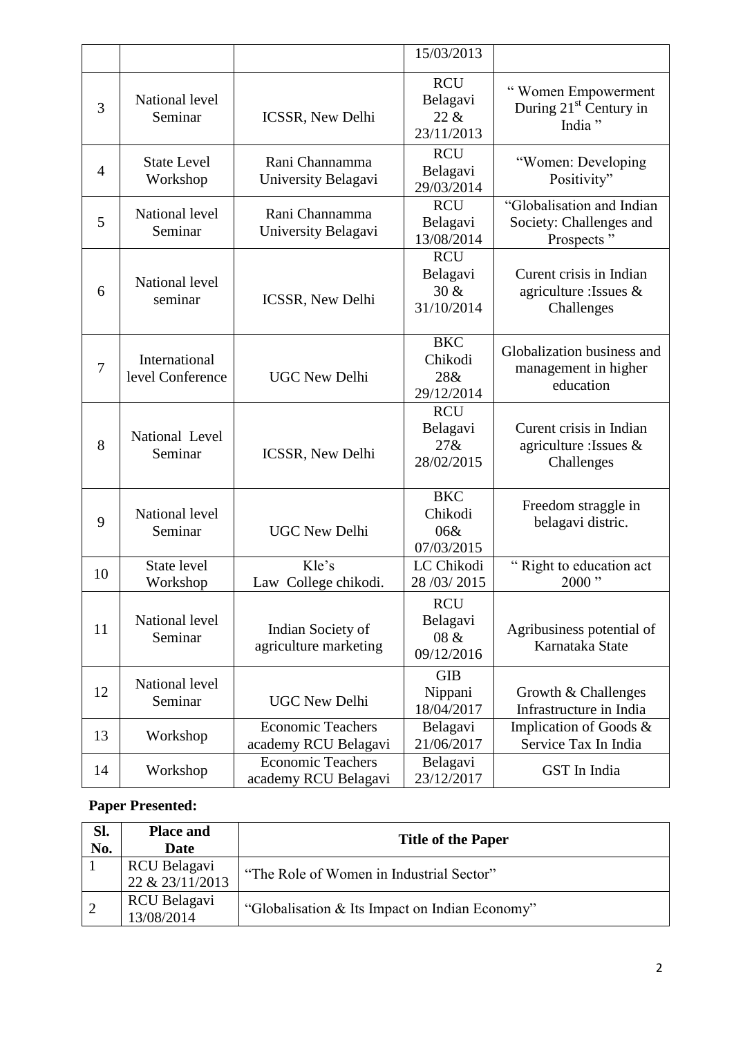|  |  |  | 15/03/2013 |  |
|---|---|---|---|---|
| 3 | National level Seminar | ICSSR, New Delhi | RCU Belagavi 22 & 23/11/2013 | " Women Empowerment During 21$^{st}$ Century in India " |
| 4 | State Level Workshop | Rani Channamma University Belagavi | RCU Belagavi 29/03/2014 | "Women: Developing Positivity" |
| 5 | National level Seminar | Rani Channamma University Belagavi | RCU Belagavi 13/08/2014 | "Globalisation and Indian Society: Challenges and Prospects " |
| 6 | National level seminar | ICSSR, New Delhi | RCU Belagavi 30 & 31/10/2014 | Curent crisis in Indian agriculture :Issues & Challenges |
| 7 | International level Conference | UGC New Delhi | BKC Chikodi 28& 29/12/2014 | Globalization business and management in higher education |
| 8 | National Level Seminar | ICSSR, New Delhi | RCU Belagavi 27& 28/02/2015 | Curent crisis in Indian agriculture :Issues & Challenges |
| 9 | National level Seminar | UGC New Delhi | BKC Chikodi 06& 07/03/2015 | Freedom straggle in belagavi distric. |
| 10 | State level Workshop | Kle's Law College chikodi. | LC Chikodi 28 /03/ 2015 | " Right to education act 2000 " |
| 11 | National level Seminar | Indian Society of agriculture marketing | RCU Belagavi 08 & 09/12/2016 | Agribusiness potential of Karnataka State |
| 12 | National level Seminar | UGC New Delhi | GIB Nippani 18/04/2017 | Growth & Challenges Infrastructure in India |
| 13 | Workshop | Economic Teachers academy RCU Belagavi | Belagavi 21/06/2017 | Implication of Goods & Service Tax In India |
| 14 | Workshop | Economic Teachers academy RCU Belagavi | Belagavi 23/12/2017 | GST In India |

**Paper Presented:**

| Sl. No. | Place and Date | Title of the Paper |
|---|---|---|
| 1 | RCU Belagavi 22 & 23/11/2013 | "The Role of Women in Industrial Sector" |
| 2 | RCU Belagavi 13/08/2014 | "Globalisation & Its Impact on Indian Economy" |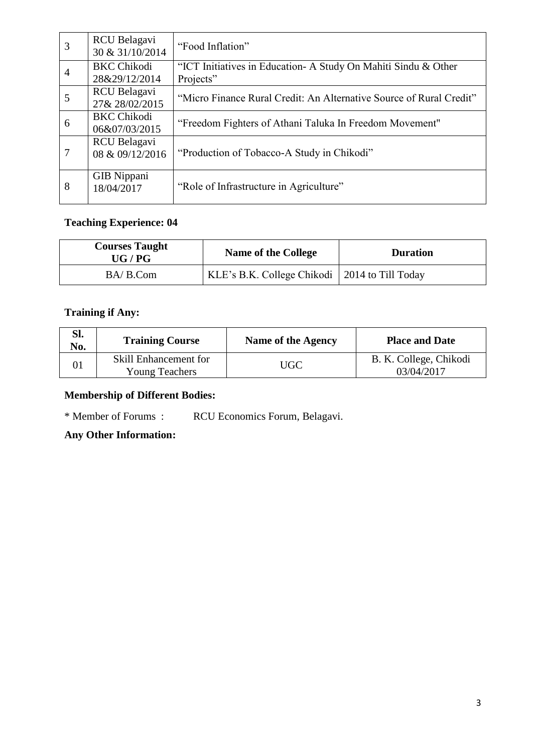| | | |
|---|---|---|
| 3 | RCU Belagavi 30 & 31/10/2014 | "Food Inflation" |
| 4 | BKC Chikodi 28&29/12/2014 | "ICT Initiatives in Education- A Study On Mahiti Sindu & Other Projects" |
| 5 | RCU Belagavi 27& 28/02/2015 | "Micro Finance Rural Credit: An Alternative Source of Rural Credit" |
| 6 | BKC Chikodi 06&07/03/2015 | "Freedom Fighters of Athani Taluka In Freedom Movement" |
| 7 | RCU Belagavi 08 & 09/12/2016 | "Production of Tobacco-A Study in Chikodi" |
| 8 | GIB Nippani 18/04/2017 | "Role of Infrastructure in Agriculture" |

**Teaching Experience: 04**

| Courses Taught UG / PG | Name of the College | Duration |
|---|---|---|
| BA/ B.Com | KLE's B.K. College Chikodi | 2014 to Till Today |

**Training if Any:**

| Sl. No. | Training Course | Name of the Agency | Place and Date |
|---|---|---|---|
| 01 | Skill Enhancement for Young Teachers | UGC | B. K. College, Chikodi 03/04/2017 |

**Membership of Different Bodies:**

* Member of Forums : RCU Economics Forum, Belagavi.

**Any Other Information:**